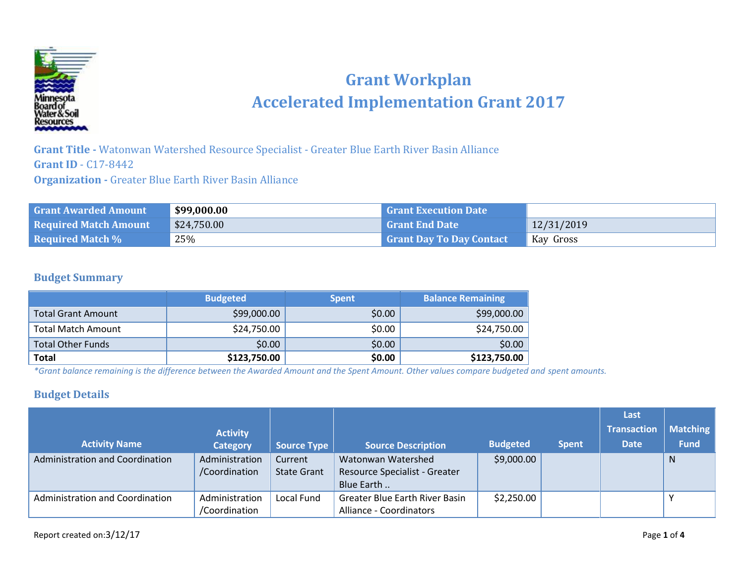# Grant Workplan
# Accelerated Implementation Grant 2017

**Grant Title -** Watonwan Watershed Resource Specialist - Greater Blue Earth River Basin Alliance
**Grant ID** - C17-8442
**Organization -** Greater Blue Earth River Basin Alliance

| Grant Awarded Amount | **$99,000.00** | Grant Execution Date | |
|---|---|---|---|
| Required Match Amount | $24,750.00 | Grant End Date | 12/31/2019 |
| Required Match % | 25% | Grant Day To Day Contact | Kay Gross |

## Budget Summary

| | Budgeted | Spent | Balance Remaining |
|---|---|---|---|
| Total Grant Amount | $99,000.00 | $0.00 | $99,000.00 |
| Total Match Amount | $24,750.00 | $0.00 | $24,750.00 |
| Total Other Funds | $0.00 | $0.00 | $0.00 |
| **Total** | **$123,750.00** | **$0.00** | **$123,750.00** |

*\*Grant balance remaining is the difference between the Awarded Amount and the Spent Amount. Other values compare budgeted and spent amounts.*

## Budget Details

| Activity Name | Activity Category | Source Type | Source Description | Budgeted | Spent | Last Transaction Date | Matching Fund |
|---|---|---|---|---|---|---|---|
| Administration and Coordination | Administration /Coordination | Current State Grant | Watonwan Watershed Resource Specialist - Greater Blue Earth .. | $9,000.00 | | | N |
| Administration and Coordination | Administration /Coordination | Local Fund | Greater Blue Earth River Basin Alliance - Coordinators | $2,250.00 | | | Y |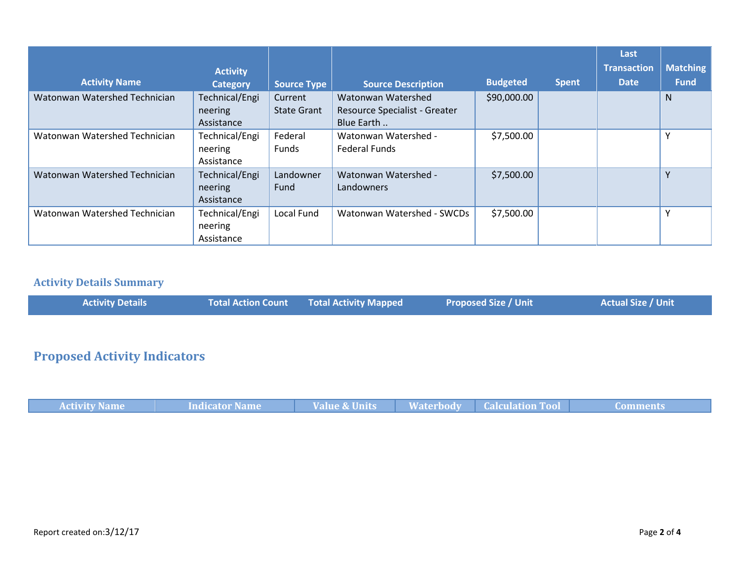| Activity Name | Activity Category | Source Type | Source Description | Budgeted | Spent | Last Transaction Date | Matching Fund |
|---|---|---|---|---|---|---|---|
| Watonwan Watershed Technician | Technical/Engineering Assistance | Current State Grant | Watonwan Watershed Resource Specialist - Greater Blue Earth .. | $90,000.00 | | | N |
| Watonwan Watershed Technician | Technical/Engineering Assistance | Federal Funds | Watonwan Watershed - Federal Funds | $7,500.00 | | | Y |
| Watonwan Watershed Technician | Technical/Engineering Assistance | Landowner Fund | Watonwan Watershed - Landowners | $7,500.00 | | | Y |
| Watonwan Watershed Technician | Technical/Engineering Assistance | Local Fund | Watonwan Watershed - SWCDs | $7,500.00 | | | Y |

### Activity Details Summary

| Activity Details | Total Action Count | Total Activity Mapped | Proposed Size / Unit | Actual Size / Unit |
|---|---|---|---|---|

## Proposed Activity Indicators

| Activity Name | Indicator Name | Value & Units | Waterbody | Calculation Tool | Comments |
|---|---|---|---|---|---|

Report created on:3/12/17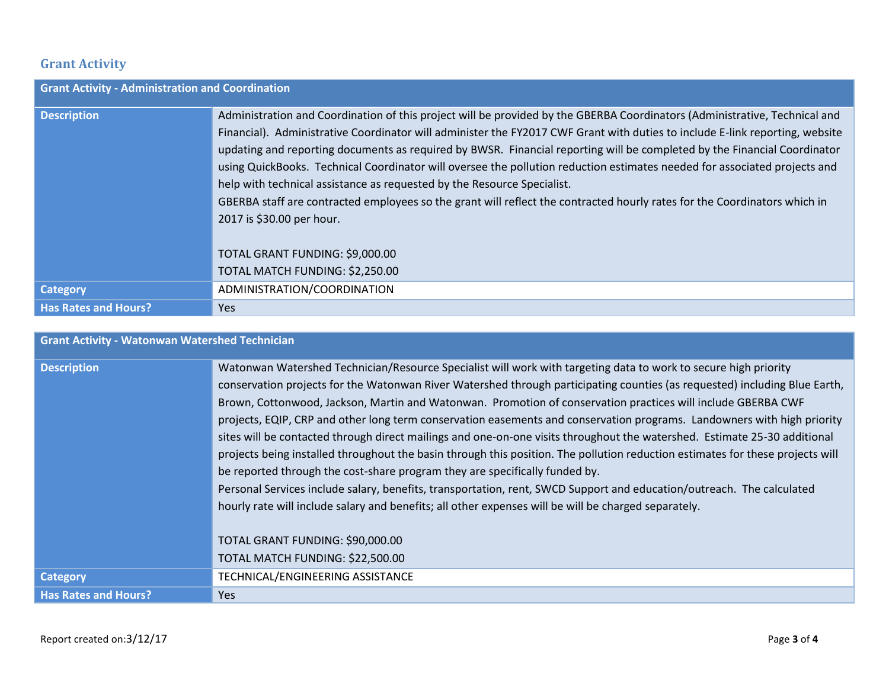## Grant Activity

| Grant Activity - Administration and Coordination | |
|---|---|
| **Description** | Administration and Coordination of this project will be provided by the GBERBA Coordinators (Administrative, Technical and Financial). Administrative Coordinator will administer the FY2017 CWF Grant with duties to include E-link reporting, website updating and reporting documents as required by BWSR. Financial reporting will be completed by the Financial Coordinator using QuickBooks. Technical Coordinator will oversee the pollution reduction estimates needed for associated projects and help with technical assistance as requested by the Resource Specialist.<br>GBERBA staff are contracted employees so the grant will reflect the contracted hourly rates for the Coordinators which in 2017 is $30.00 per hour.<br><br>TOTAL GRANT FUNDING: $9,000.00<br>TOTAL MATCH FUNDING: $2,250.00 |
| **Category** | ADMINISTRATION/COORDINATION |
| **Has Rates and Hours?** | Yes |

| Grant Activity - Watonwan Watershed Technician | |
|---|---|
| **Description** | Watonwan Watershed Technician/Resource Specialist will work with targeting data to work to secure high priority conservation projects for the Watonwan River Watershed through participating counties (as requested) including Blue Earth, Brown, Cottonwood, Jackson, Martin and Watonwan. Promotion of conservation practices will include GBERBA CWF projects, EQIP, CRP and other long term conservation easements and conservation programs. Landowners with high priority sites will be contacted through direct mailings and one-on-one visits throughout the watershed. Estimate 25-30 additional projects being installed throughout the basin through this position. The pollution reduction estimates for these projects will be reported through the cost-share program they are specifically funded by.<br>Personal Services include salary, benefits, transportation, rent, SWCD Support and education/outreach. The calculated hourly rate will include salary and benefits; all other expenses will be will be charged separately.<br><br>TOTAL GRANT FUNDING: $90,000.00<br>TOTAL MATCH FUNDING: $22,500.00 |
| **Category** | TECHNICAL/ENGINEERING ASSISTANCE |
| **Has Rates and Hours?** | Yes |

Report created on:3/12/17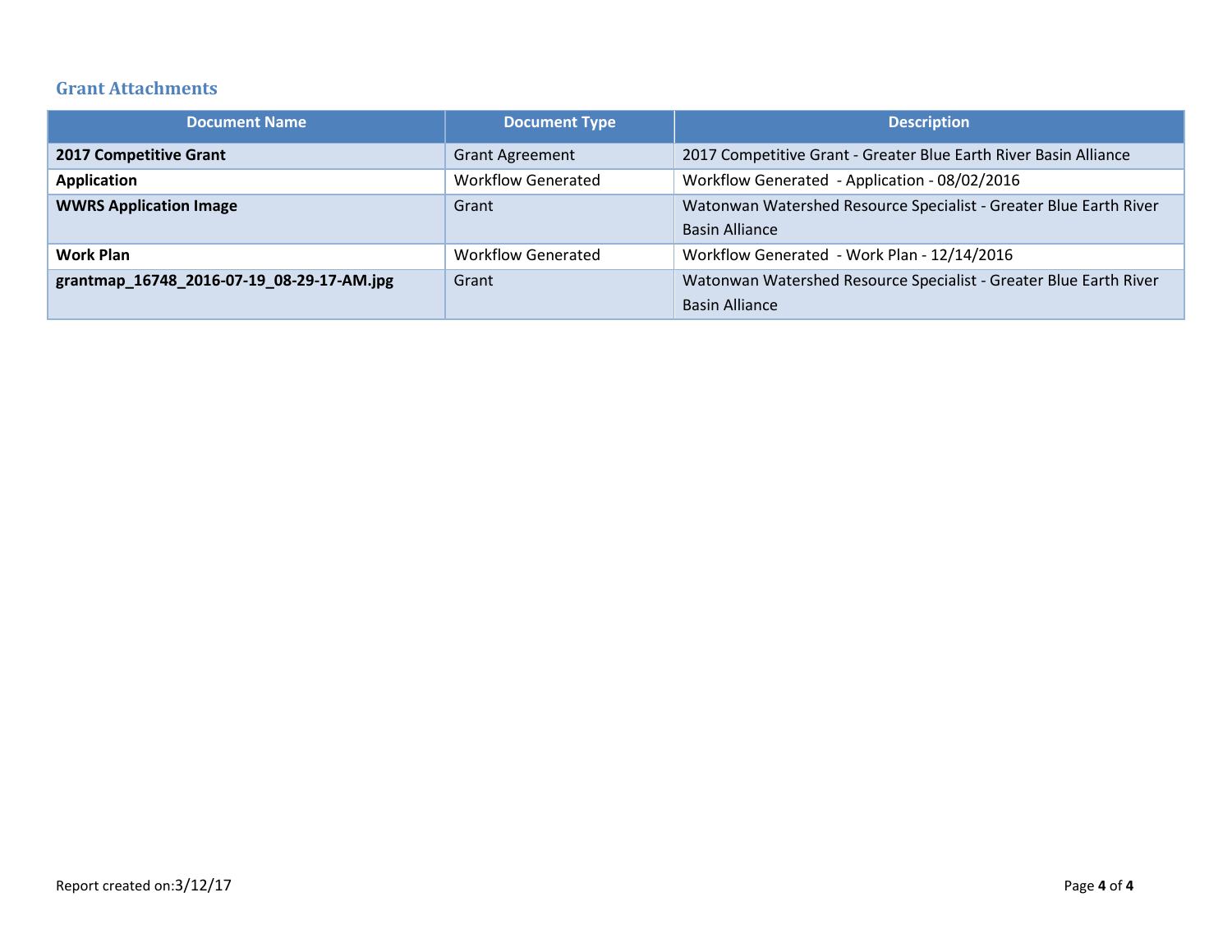## Grant Attachments

| Document Name | Document Type | Description |
| --- | --- | --- |
| **2017 Competitive Grant** | Grant Agreement | 2017 Competitive Grant - Greater Blue Earth River Basin Alliance |
| **Application** | Workflow Generated | Workflow Generated - Application - 08/02/2016 |
| **WWRS Application Image** | Grant | Watonwan Watershed Resource Specialist - Greater Blue Earth River Basin Alliance |
| **Work Plan** | Workflow Generated | Workflow Generated - Work Plan - 12/14/2016 |
| **grantmap_16748_2016-07-19_08-29-17-AM.jpg** | Grant | Watonwan Watershed Resource Specialist - Greater Blue Earth River Basin Alliance |

Report created on:3/12/17